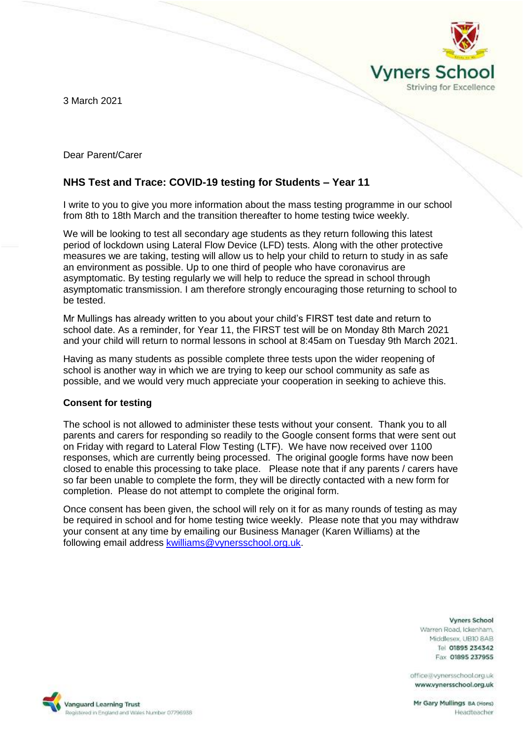Vyners School
Striving for Excellence

3 March 2021

Dear Parent/Carer

## NHS Test and Trace: COVID-19 testing for Students – Year 11

I write to you to give you more information about the mass testing programme in our school from 8th to 18th March and the transition thereafter to home testing twice weekly.

We will be looking to test all secondary age students as they return following this latest period of lockdown using Lateral Flow Device (LFD) tests. Along with the other protective measures we are taking, testing will allow us to help your child to return to study in as safe an environment as possible. Up to one third of people who have coronavirus are asymptomatic. By testing regularly we will help to reduce the spread in school through asymptomatic transmission. I am therefore strongly encouraging those returning to school to be tested.

Mr Mullings has already written to you about your child's FIRST test date and return to school date. As a reminder, for Year 11, the FIRST test will be on Monday 8th March 2021 and your child will return to normal lessons in school at 8:45am on Tuesday 9th March 2021.

Having as many students as possible complete three tests upon the wider reopening of school is another way in which we are trying to keep our school community as safe as possible, and we would very much appreciate your cooperation in seeking to achieve this.

### Consent for testing

The school is not allowed to administer these tests without your consent. Thank you to all parents and carers for responding so readily to the Google consent forms that were sent out on Friday with regard to Lateral Flow Testing (LTF). We have now received over 1100 responses, which are currently being processed. The original google forms have now been closed to enable this processing to take place. Please note that if any parents / carers have so far been unable to complete the form, they will be directly contacted with a new form for completion. Please do not attempt to complete the original form.

Once consent has been given, the school will rely on it for as many rounds of testing as may be required in school and for home testing twice weekly. Please note that you may withdraw your consent at any time by emailing our Business Manager (Karen Williams) at the following email address kwilliams@vynersschool.org.uk.

Vyners School
Warren Road, Ickenham,
Middlesex, UB10 8AB
Tel 01895 234342
Fax 01895 237955

office@vynersschool.org.uk
www.vynersschool.org.uk

Mr Gary Mullings BA (Hons)
Headteacher

Vanguard Learning Trust
Registered in England and Wales Number 07796988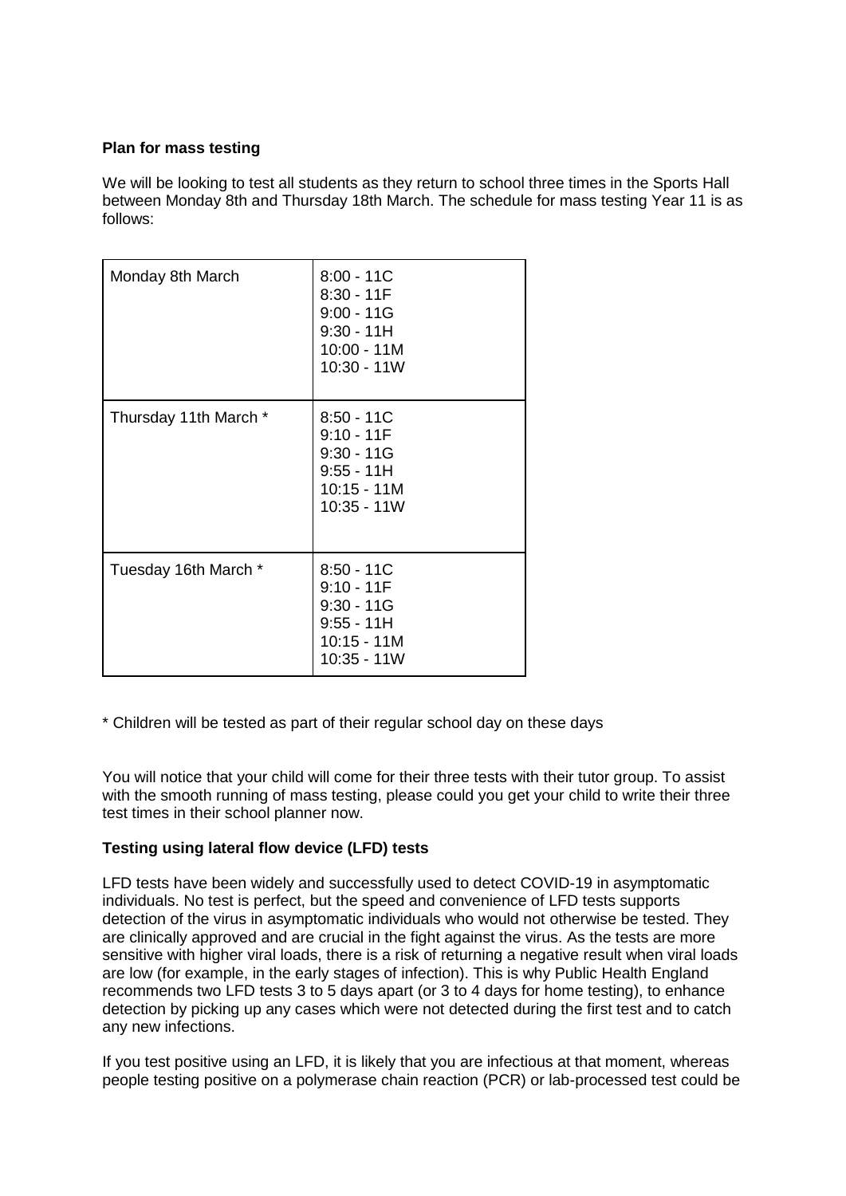**Plan for mass testing**

We will be looking to test all students as they return to school three times in the Sports Hall between Monday 8th and Thursday 18th March. The schedule for mass testing Year 11 is as follows:

| | |
|---|---|
| Monday 8th March | 8:00 - 11C<br>8:30 - 11F<br>9:00 - 11G<br>9:30 - 11H<br>10:00 - 11M<br>10:30 - 11W |
| Thursday 11th March * | 8:50 - 11C<br>9:10 - 11F<br>9:30 - 11G<br>9:55 - 11H<br>10:15 - 11M<br>10:35 - 11W |
| Tuesday 16th March * | 8:50 - 11C<br>9:10 - 11F<br>9:30 - 11G<br>9:55 - 11H<br>10:15 - 11M<br>10:35 - 11W |

* Children will be tested as part of their regular school day on these days

You will notice that your child will come for their three tests with their tutor group. To assist with the smooth running of mass testing, please could you get your child to write their three test times in their school planner now.

**Testing using lateral flow device (LFD) tests**

LFD tests have been widely and successfully used to detect COVID-19 in asymptomatic individuals. No test is perfect, but the speed and convenience of LFD tests supports detection of the virus in asymptomatic individuals who would not otherwise be tested. They are clinically approved and are crucial in the fight against the virus. As the tests are more sensitive with higher viral loads, there is a risk of returning a negative result when viral loads are low (for example, in the early stages of infection). This is why Public Health England recommends two LFD tests 3 to 5 days apart (or 3 to 4 days for home testing), to enhance detection by picking up any cases which were not detected during the first test and to catch any new infections.

If you test positive using an LFD, it is likely that you are infectious at that moment, whereas people testing positive on a polymerase chain reaction (PCR) or lab-processed test could be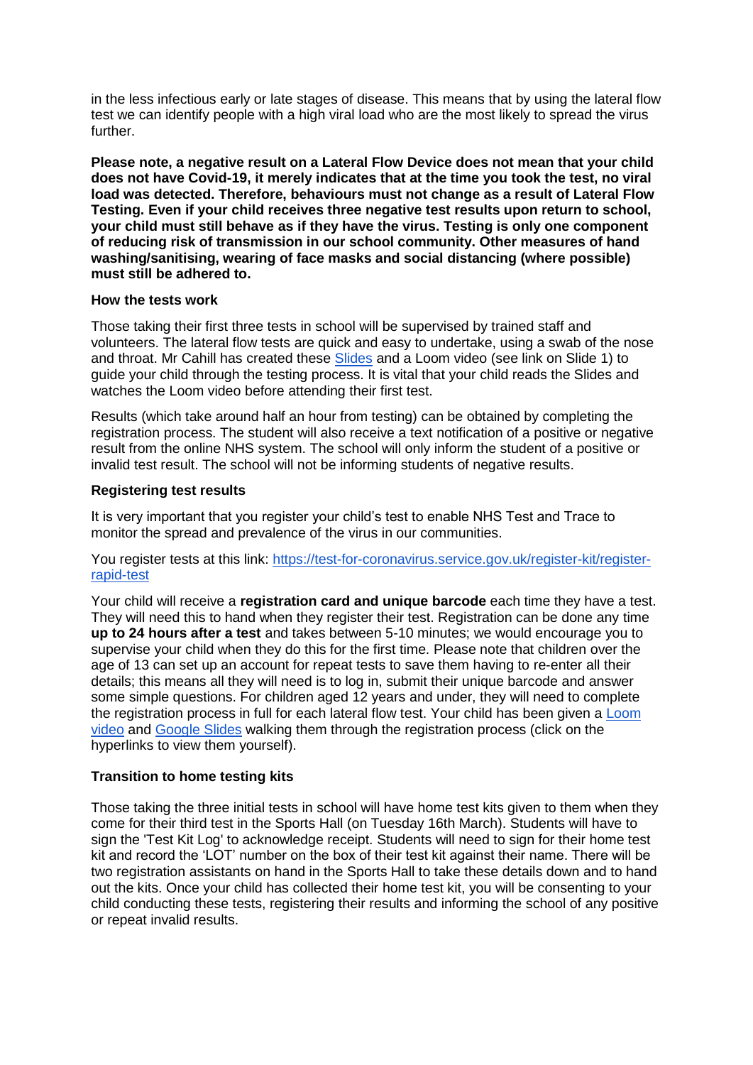in the less infectious early or late stages of disease. This means that by using the lateral flow test we can identify people with a high viral load who are the most likely to spread the virus further.

**Please note, a negative result on a Lateral Flow Device does not mean that your child does not have Covid-19, it merely indicates that at the time you took the test, no viral load was detected. Therefore, behaviours must not change as a result of Lateral Flow Testing. Even if your child receives three negative test results upon return to school, your child must still behave as if they have the virus. Testing is only one component of reducing risk of transmission in our school community. Other measures of hand washing/sanitising, wearing of face masks and social distancing (where possible) must still be adhered to.**

**How the tests work**

Those taking their first three tests in school will be supervised by trained staff and volunteers. The lateral flow tests are quick and easy to undertake, using a swab of the nose and throat. Mr Cahill has created these [Slides]() and a Loom video (see link on Slide 1) to guide your child through the testing process. It is vital that your child reads the Slides and watches the Loom video before attending their first test.

Results (which take around half an hour from testing) can be obtained by completing the registration process. The student will also receive a text notification of a positive or negative result from the online NHS system. The school will only inform the student of a positive or invalid test result. The school will not be informing students of negative results.

**Registering test results**

It is very important that you register your child's test to enable NHS Test and Trace to monitor the spread and prevalence of the virus in our communities.

You register tests at this link: [https://test-for-coronavirus.service.gov.uk/register-kit/register-rapid-test](https://test-for-coronavirus.service.gov.uk/register-kit/register-rapid-test)

Your child will receive a **registration card and unique barcode** each time they have a test. They will need this to hand when they register their test. Registration can be done any time **up to 24 hours after a test** and takes between 5-10 minutes; we would encourage you to supervise your child when they do this for the first time. Please note that children over the age of 13 can set up an account for repeat tests to save them having to re-enter all their details; this means all they will need is to log in, submit their unique barcode and answer some simple questions. For children aged 12 years and under, they will need to complete the registration process in full for each lateral flow test. Your child has been given a [Loom video]() and [Google Slides]() walking them through the registration process (click on the hyperlinks to view them yourself).

**Transition to home testing kits**

Those taking the three initial tests in school will have home test kits given to them when they come for their third test in the Sports Hall (on Tuesday 16th March). Students will have to sign the 'Test Kit Log' to acknowledge receipt. Students will need to sign for their home test kit and record the 'LOT' number on the box of their test kit against their name. There will be two registration assistants on hand in the Sports Hall to take these details down and to hand out the kits. Once your child has collected their home test kit, you will be consenting to your child conducting these tests, registering their results and informing the school of any positive or repeat invalid results.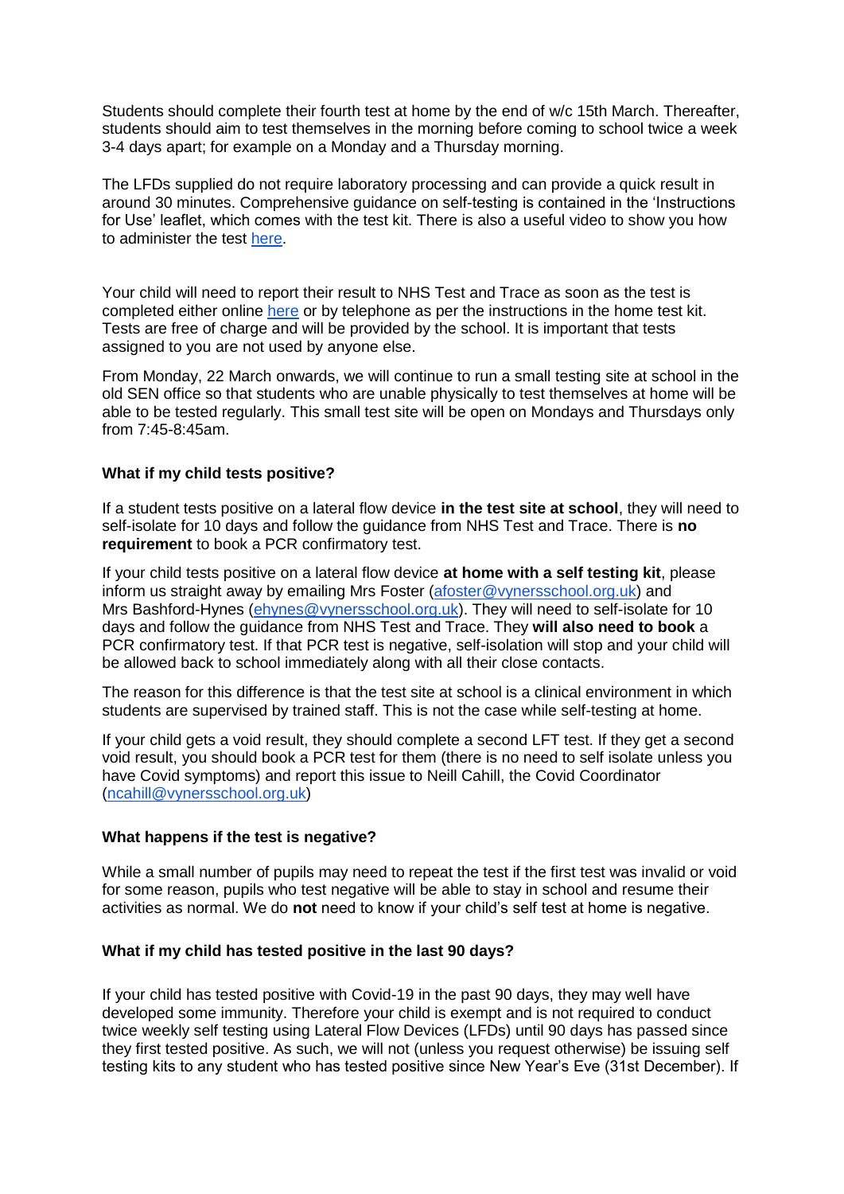Students should complete their fourth test at home by the end of w/c 15th March. Thereafter, students should aim to test themselves in the morning before coming to school twice a week 3-4 days apart; for example on a Monday and a Thursday morning.

The LFDs supplied do not require laboratory processing and can provide a quick result in around 30 minutes. Comprehensive guidance on self-testing is contained in the 'Instructions for Use' leaflet, which comes with the test kit. There is also a useful video to show you how to administer the test here.

Your child will need to report their result to NHS Test and Trace as soon as the test is completed either online here or by telephone as per the instructions in the home test kit. Tests are free of charge and will be provided by the school. It is important that tests assigned to you are not used by anyone else.

From Monday, 22 March onwards, we will continue to run a small testing site at school in the old SEN office so that students who are unable physically to test themselves at home will be able to be tested regularly. This small test site will be open on Mondays and Thursdays only from 7:45-8:45am.

**What if my child tests positive?**

If a student tests positive on a lateral flow device **in the test site at school**, they will need to self-isolate for 10 days and follow the guidance from NHS Test and Trace. There is **no requirement** to book a PCR confirmatory test.

If your child tests positive on a lateral flow device **at home with a self testing kit**, please inform us straight away by emailing Mrs Foster (afoster@vynersschool.org.uk) and Mrs Bashford-Hynes (ehynes@vynersschool.org.uk). They will need to self-isolate for 10 days and follow the guidance from NHS Test and Trace. They **will also need to book** a PCR confirmatory test. If that PCR test is negative, self-isolation will stop and your child will be allowed back to school immediately along with all their close contacts.

The reason for this difference is that the test site at school is a clinical environment in which students are supervised by trained staff. This is not the case while self-testing at home.

If your child gets a void result, they should complete a second LFT test. If they get a second void result, you should book a PCR test for them (there is no need to self isolate unless you have Covid symptoms) and report this issue to Neill Cahill, the Covid Coordinator (ncahill@vynersschool.org.uk)

**What happens if the test is negative?**

While a small number of pupils may need to repeat the test if the first test was invalid or void for some reason, pupils who test negative will be able to stay in school and resume their activities as normal. We do **not** need to know if your child's self test at home is negative.

**What if my child has tested positive in the last 90 days?**

If your child has tested positive with Covid-19 in the past 90 days, they may well have developed some immunity. Therefore your child is exempt and is not required to conduct twice weekly self testing using Lateral Flow Devices (LFDs) until 90 days has passed since they first tested positive. As such, we will not (unless you request otherwise) be issuing self testing kits to any student who has tested positive since New Year's Eve (31st December). If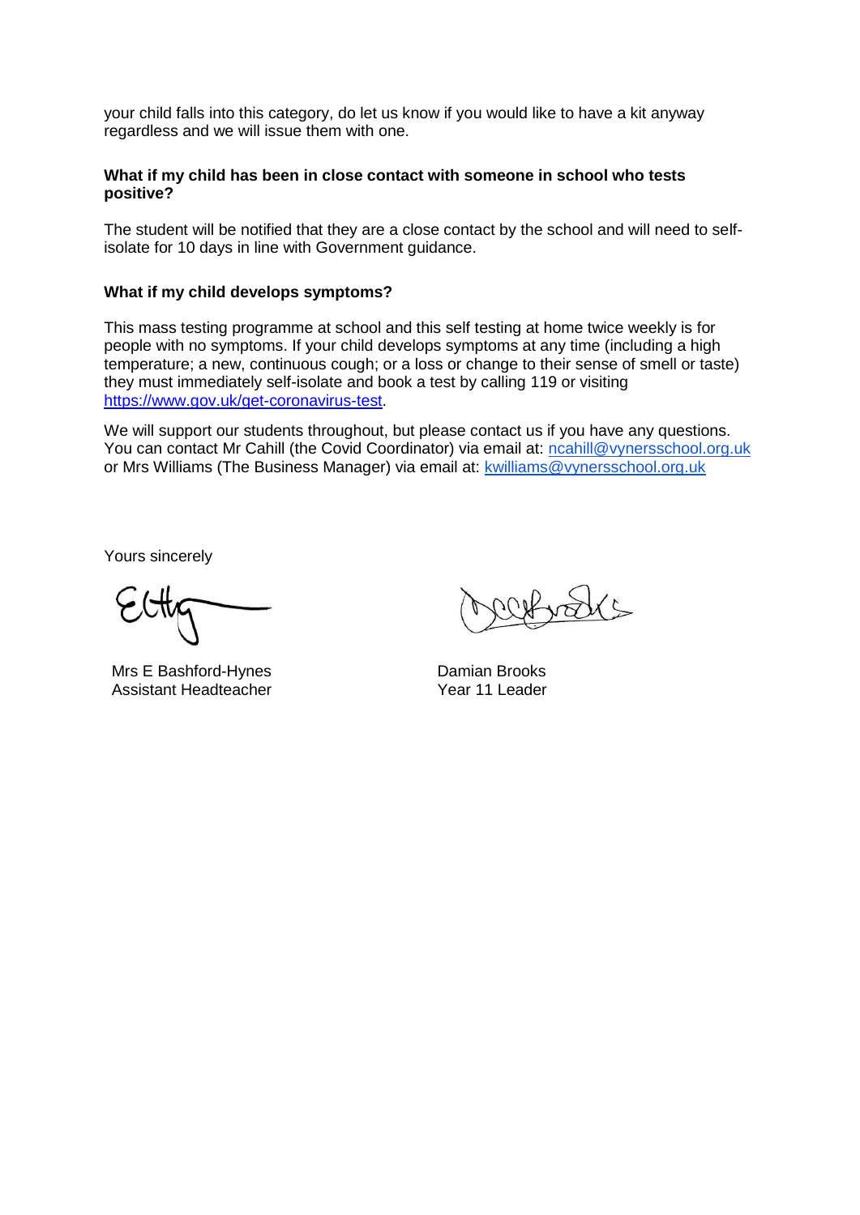your child falls into this category, do let us know if you would like to have a kit anyway regardless and we will issue them with one.

**What if my child has been in close contact with someone in school who tests positive?**

The student will be notified that they are a close contact by the school and will need to self-isolate for 10 days in line with Government guidance.

**What if my child develops symptoms?**

This mass testing programme at school and this self testing at home twice weekly is for people with no symptoms. If your child develops symptoms at any time (including a high temperature; a new, continuous cough; or a loss or change to their sense of smell or taste) they must immediately self-isolate and book a test by calling 119 or visiting [https://www.gov.uk/get-coronavirus-test](https://www.gov.uk/get-coronavirus-test).

We will support our students throughout, but please contact us if you have any questions. You can contact Mr Cahill (the Covid Coordinator) via email at: [ncahill@vynersschool.org.uk](mailto:ncahill@vynersschool.org.uk) or Mrs Williams (The Business Manager) via email at: [kwilliams@vynersschool.org.uk](mailto:kwilliams@vynersschool.org.uk)

Yours sincerely

Mrs E Bashford-Hynes
Assistant Headteacher

Damian Brooks
Year 11 Leader